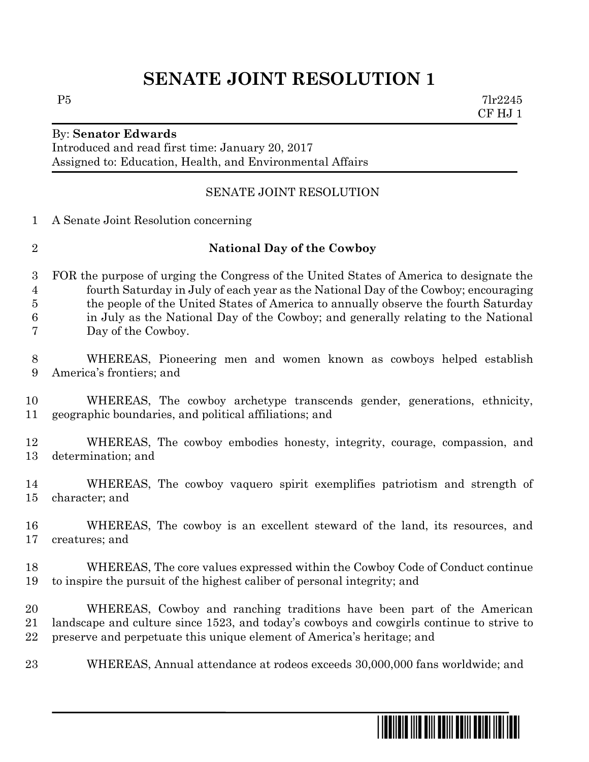# SENATE JOINT RESOLUTION 1

P5 7lr2245
CF HJ 1

By: **Senator Edwards**
Introduced and read first time: January 20, 2017
Assigned to: Education, Health, and Environmental Affairs

SENATE JOINT RESOLUTION

A Senate Joint Resolution concerning

**National Day of the Cowboy**

FOR the purpose of urging the Congress of the United States of America to designate the fourth Saturday in July of each year as the National Day of the Cowboy; encouraging the people of the United States of America to annually observe the fourth Saturday in July as the National Day of the Cowboy; and generally relating to the National Day of the Cowboy.

WHEREAS, Pioneering men and women known as cowboys helped establish America's frontiers; and

WHEREAS, The cowboy archetype transcends gender, generations, ethnicity, geographic boundaries, and political affiliations; and

WHEREAS, The cowboy embodies honesty, integrity, courage, compassion, and determination; and

WHEREAS, The cowboy vaquero spirit exemplifies patriotism and strength of character; and

WHEREAS, The cowboy is an excellent steward of the land, its resources, and creatures; and

WHEREAS, The core values expressed within the Cowboy Code of Conduct continue to inspire the pursuit of the highest caliber of personal integrity; and

WHEREAS, Cowboy and ranching traditions have been part of the American landscape and culture since 1523, and today's cowboys and cowgirls continue to strive to preserve and perpetuate this unique element of America's heritage; and

WHEREAS, Annual attendance at rodeos exceeds 30,000,000 fans worldwide; and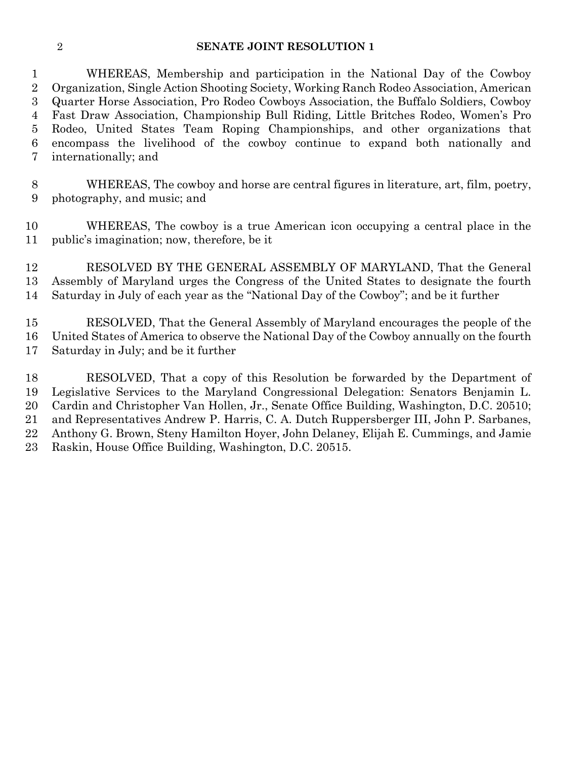WHEREAS, Membership and participation in the National Day of the Cowboy Organization, Single Action Shooting Society, Working Ranch Rodeo Association, American Quarter Horse Association, Pro Rodeo Cowboys Association, the Buffalo Soldiers, Cowboy Fast Draw Association, Championship Bull Riding, Little Britches Rodeo, Women's Pro Rodeo, United States Team Roping Championships, and other organizations that encompass the livelihood of the cowboy continue to expand both nationally and internationally; and

WHEREAS, The cowboy and horse are central figures in literature, art, film, poetry, photography, and music; and

WHEREAS, The cowboy is a true American icon occupying a central place in the public's imagination; now, therefore, be it

RESOLVED BY THE GENERAL ASSEMBLY OF MARYLAND, That the General Assembly of Maryland urges the Congress of the United States to designate the fourth Saturday in July of each year as the "National Day of the Cowboy"; and be it further

RESOLVED, That the General Assembly of Maryland encourages the people of the United States of America to observe the National Day of the Cowboy annually on the fourth Saturday in July; and be it further

RESOLVED, That a copy of this Resolution be forwarded by the Department of Legislative Services to the Maryland Congressional Delegation: Senators Benjamin L. Cardin and Christopher Van Hollen, Jr., Senate Office Building, Washington, D.C. 20510; and Representatives Andrew P. Harris, C. A. Dutch Ruppersberger III, John P. Sarbanes, Anthony G. Brown, Steny Hamilton Hoyer, John Delaney, Elijah E. Cummings, and Jamie Raskin, House Office Building, Washington, D.C. 20515.